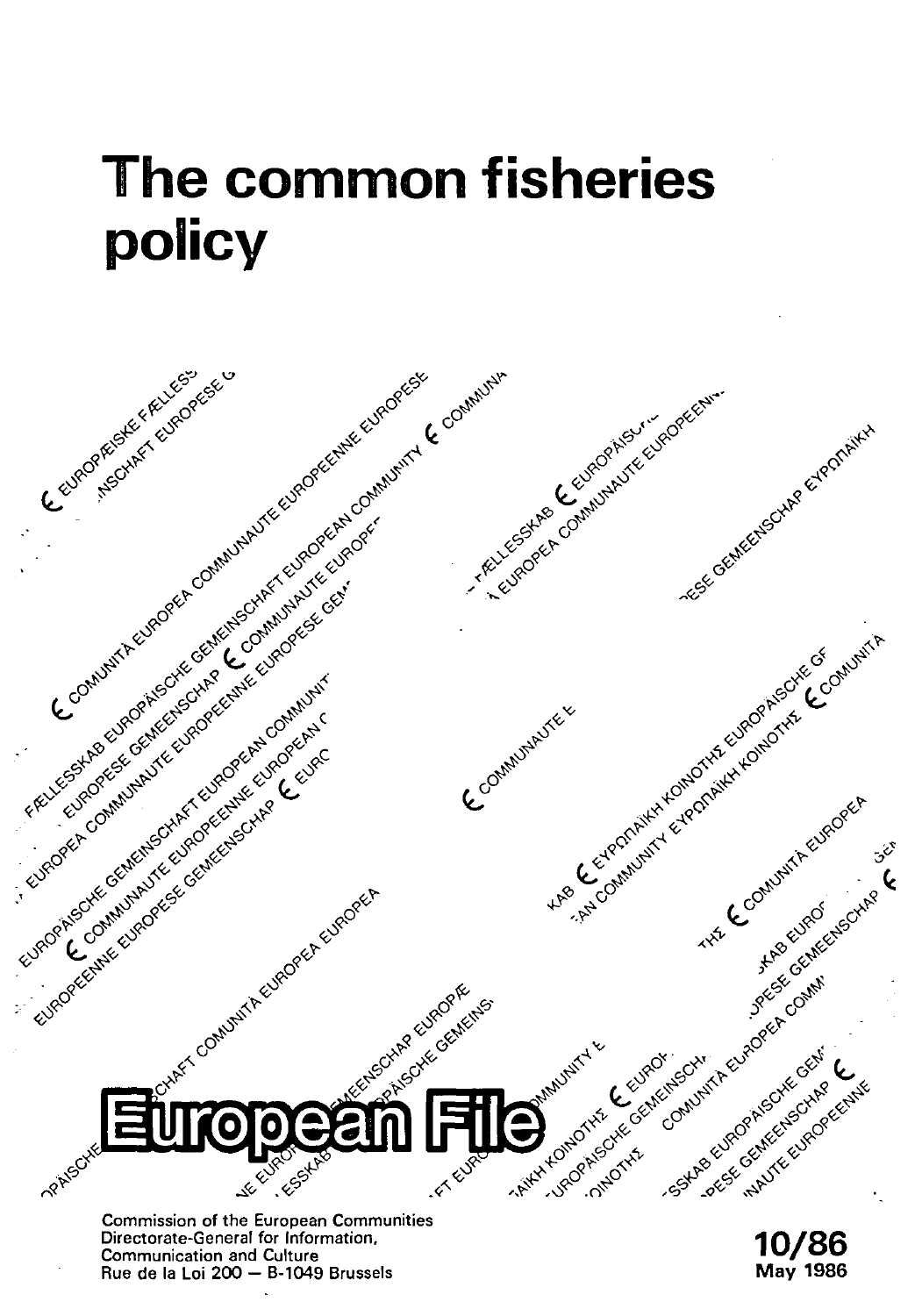# The common fisheries policy

European File

Commission of the European Communities
Directorate-General for Information,
Communication and Culture
Rue de la Loi 200 — B-1049 Brussels

10/86
May 1986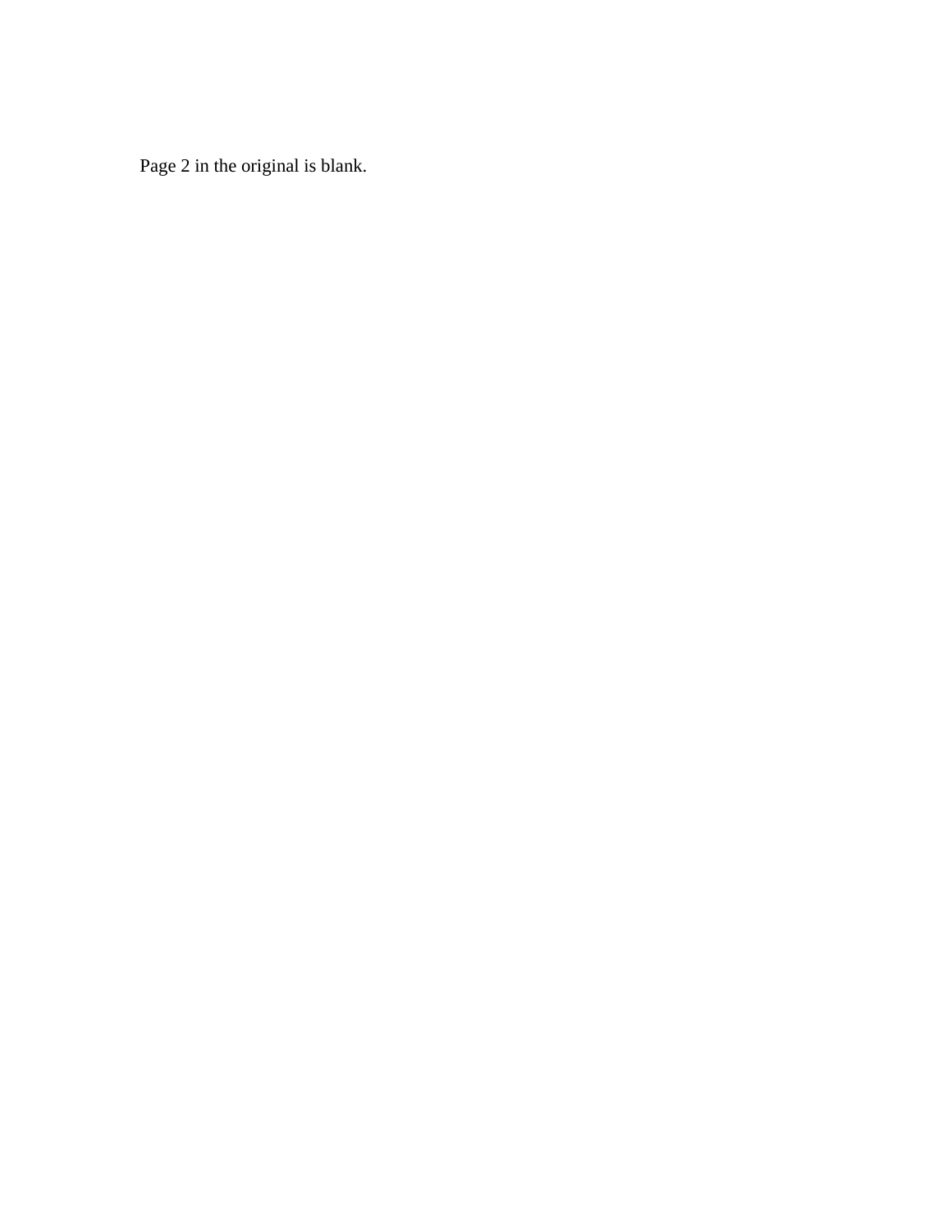Page 2 in the original is blank.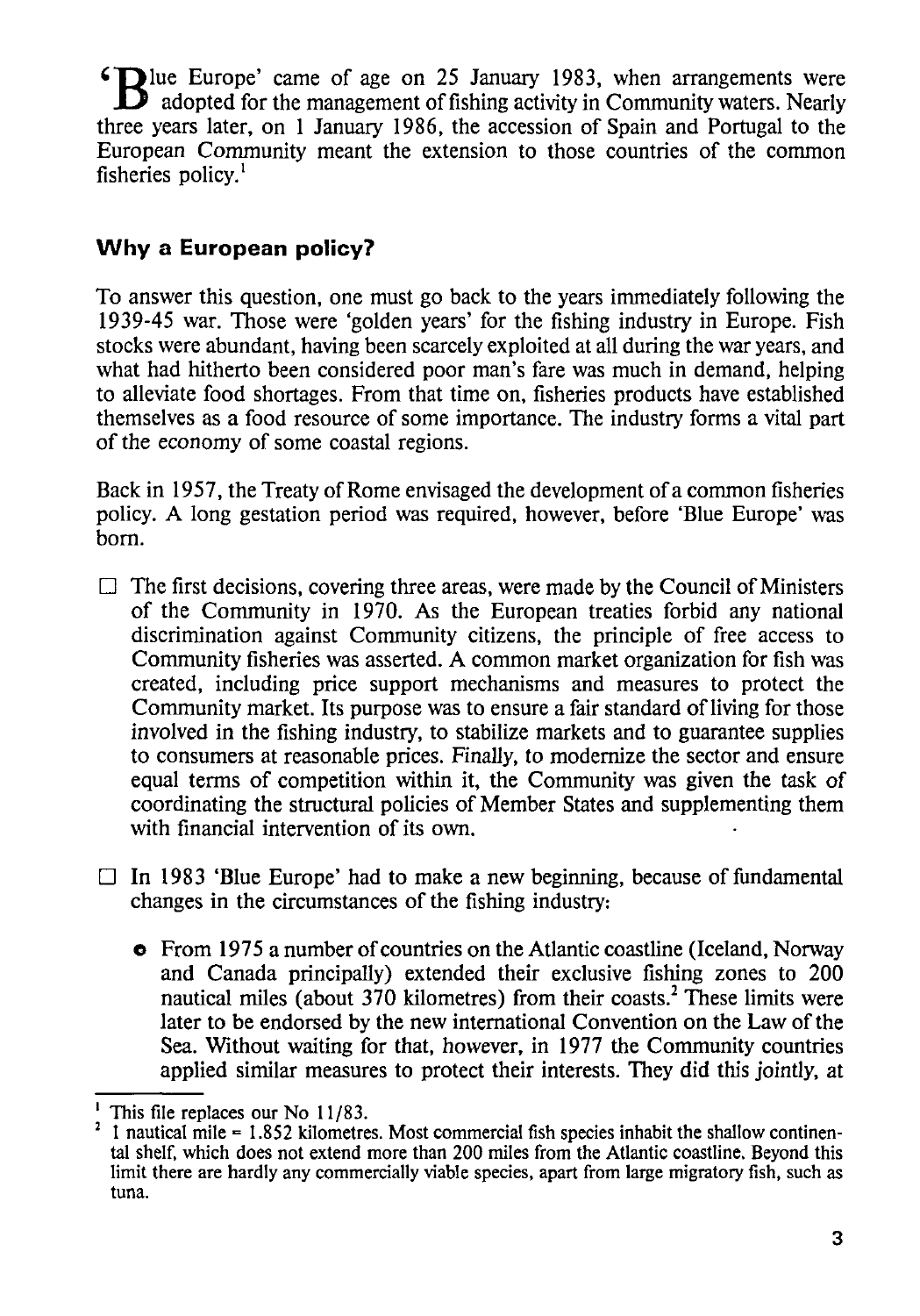'Blue Europe' came of age on 25 January 1983, when arrangements were adopted for the management of fishing activity in Community waters. Nearly three years later, on 1 January 1986, the accession of Spain and Portugal to the European Community meant the extension to those countries of the common fisheries policy.[1]

## Why a European policy?

To answer this question, one must go back to the years immediately following the 1939-45 war. Those were 'golden years' for the fishing industry in Europe. Fish stocks were abundant, having been scarcely exploited at all during the war years, and what had hitherto been considered poor man's fare was much in demand, helping to alleviate food shortages. From that time on, fisheries products have established themselves as a food resource of some importance. The industry forms a vital part of the economy of some coastal regions.

Back in 1957, the Treaty of Rome envisaged the development of a common fisheries policy. A long gestation period was required, however, before 'Blue Europe' was born.

- The first decisions, covering three areas, were made by the Council of Ministers of the Community in 1970. As the European treaties forbid any national discrimination against Community citizens, the principle of free access to Community fisheries was asserted. A common market organization for fish was created, including price support mechanisms and measures to protect the Community market. Its purpose was to ensure a fair standard of living for those involved in the fishing industry, to stabilize markets and to guarantee supplies to consumers at reasonable prices. Finally, to modernize the sector and ensure equal terms of competition within it, the Community was given the task of coordinating the structural policies of Member States and supplementing them with financial intervention of its own.

- In 1983 'Blue Europe' had to make a new beginning, because of fundamental changes in the circumstances of the fishing industry:

  - From 1975 a number of countries on the Atlantic coastline (Iceland, Norway and Canada principally) extended their exclusive fishing zones to 200 nautical miles (about 370 kilometres) from their coasts.[2] These limits were later to be endorsed by the new international Convention on the Law of the Sea. Without waiting for that, however, in 1977 the Community countries applied similar measures to protect their interests. They did this jointly, at

---

[1] This file replaces our No 11/83.

[2] 1 nautical mile = 1.852 kilometres. Most commercial fish species inhabit the shallow continental shelf, which does not extend more than 200 miles from the Atlantic coastline. Beyond this limit there are hardly any commercially viable species, apart from large migratory fish, such as tuna.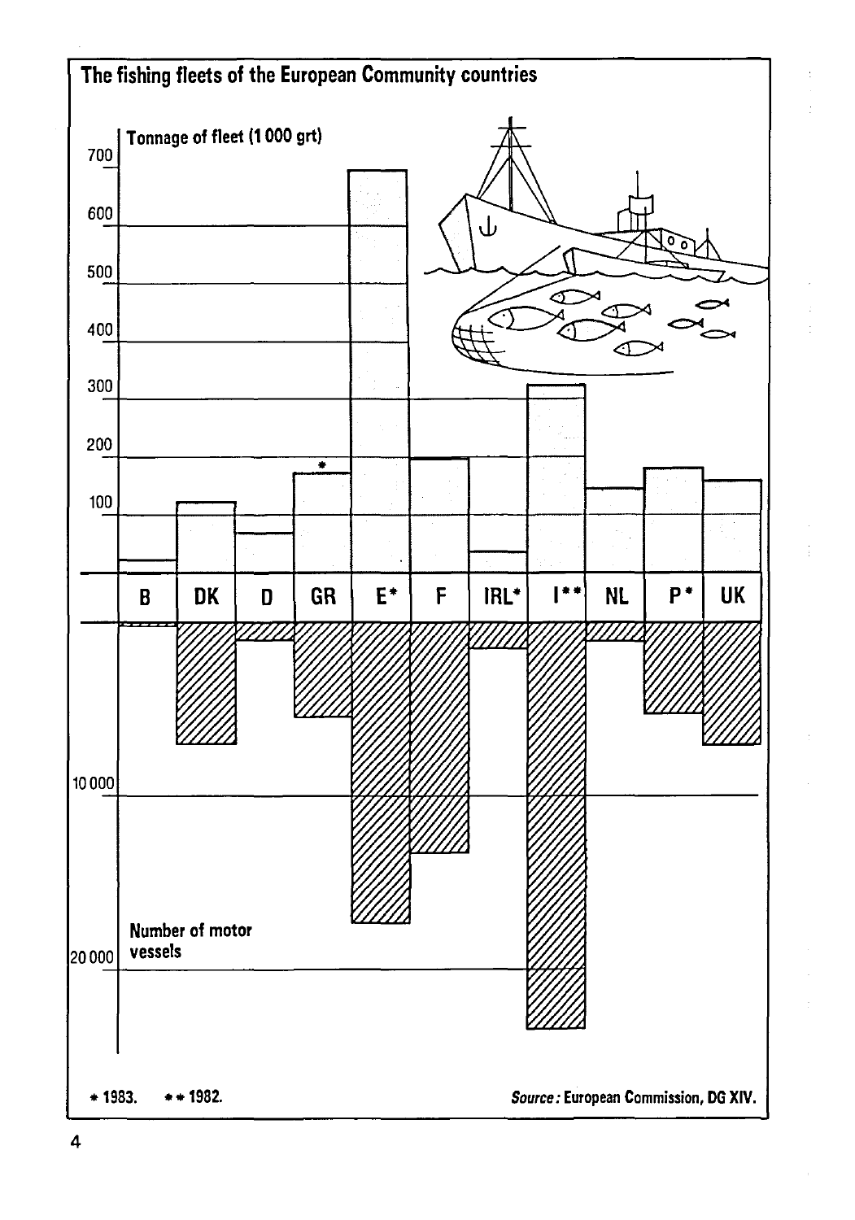## The fishing fleets of the European Community countries

Tonnage of fleet (1 000 grt)

700
600
500
400
300
200
100

| B | DK | D | GR | E* | F | IRL* | I** | NL | P* | UK |
|---|---|---|---|---|---|---|---|---|---|---|

10 000
20 000

Number of motor vessels

\* 1983. \*\* 1982.

*Source:* European Commission, DG XIV.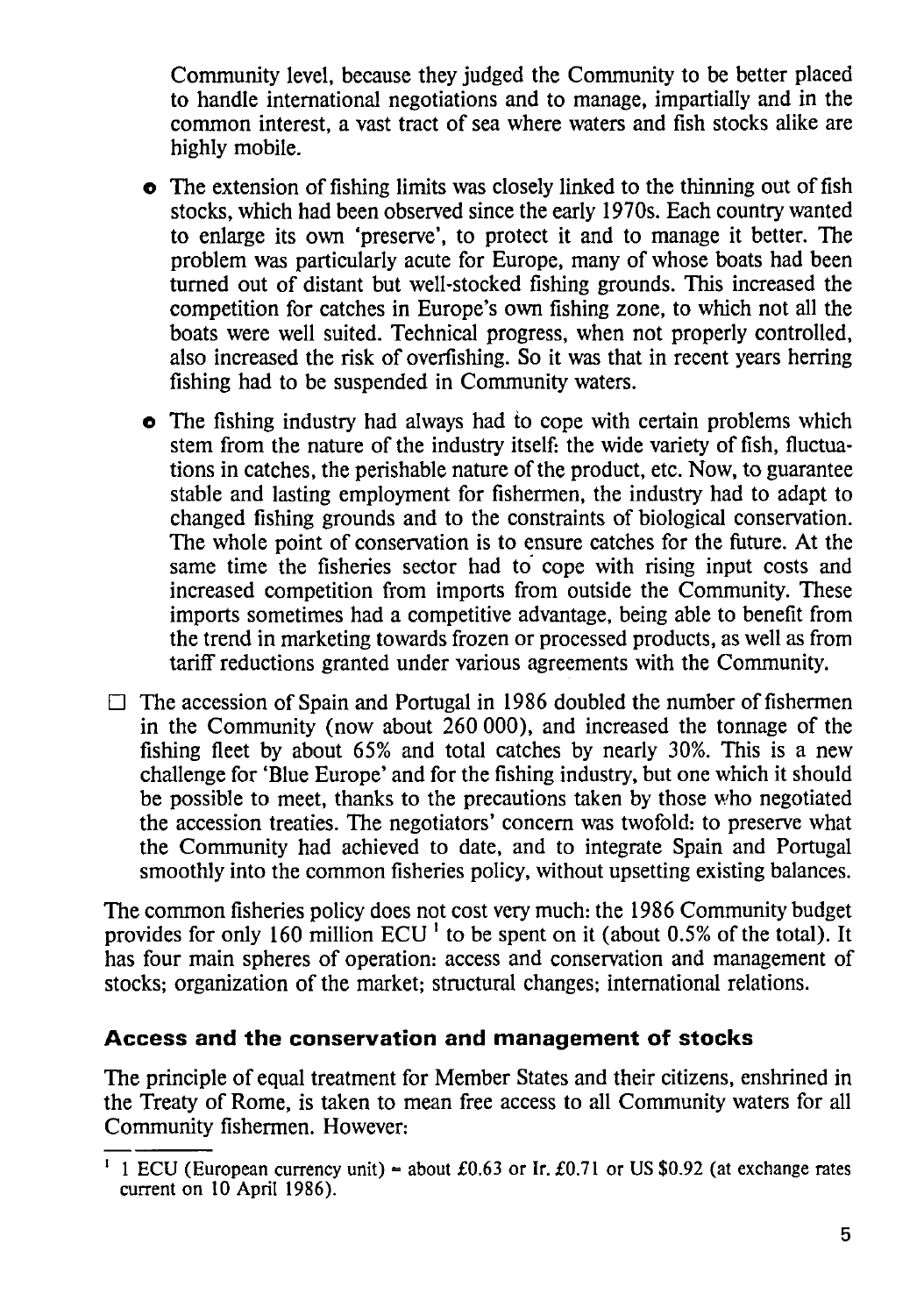Community level, because they judged the Community to be better placed to handle international negotiations and to manage, impartially and in the common interest, a vast tract of sea where waters and fish stocks alike are highly mobile.

- The extension of fishing limits was closely linked to the thinning out of fish stocks, which had been observed since the early 1970s. Each country wanted to enlarge its own 'preserve', to protect it and to manage it better. The problem was particularly acute for Europe, many of whose boats had been turned out of distant but well-stocked fishing grounds. This increased the competition for catches in Europe's own fishing zone, to which not all the boats were well suited. Technical progress, when not properly controlled, also increased the risk of overfishing. So it was that in recent years herring fishing had to be suspended in Community waters.

- The fishing industry had always had to cope with certain problems which stem from the nature of the industry itself: the wide variety of fish, fluctuations in catches, the perishable nature of the product, etc. Now, to guarantee stable and lasting employment for fishermen, the industry had to adapt to changed fishing grounds and to the constraints of biological conservation. The whole point of conservation is to ensure catches for the future. At the same time the fisheries sector had to cope with rising input costs and increased competition from imports from outside the Community. These imports sometimes had a competitive advantage, being able to benefit from the trend in marketing towards frozen or processed products, as well as from tariff reductions granted under various agreements with the Community.

- The accession of Spain and Portugal in 1986 doubled the number of fishermen in the Community (now about 260 000), and increased the tonnage of the fishing fleet by about 65% and total catches by nearly 30%. This is a new challenge for 'Blue Europe' and for the fishing industry, but one which it should be possible to meet, thanks to the precautions taken by those who negotiated the accession treaties. The negotiators' concern was twofold: to preserve what the Community had achieved to date, and to integrate Spain and Portugal smoothly into the common fisheries policy, without upsetting existing balances.

The common fisheries policy does not cost very much: the 1986 Community budget provides for only 160 million ECU [1] to be spent on it (about 0.5% of the total). It has four main spheres of operation: access and conservation and management of stocks; organization of the market; structural changes; international relations.

### Access and the conservation and management of stocks

The principle of equal treatment for Member States and their citizens, enshrined in the Treaty of Rome, is taken to mean free access to all Community waters for all Community fishermen. However:

[1] 1 ECU (European currency unit) = about £0.63 or Ir. £0.71 or US $0.92 (at exchange rates current on 10 April 1986).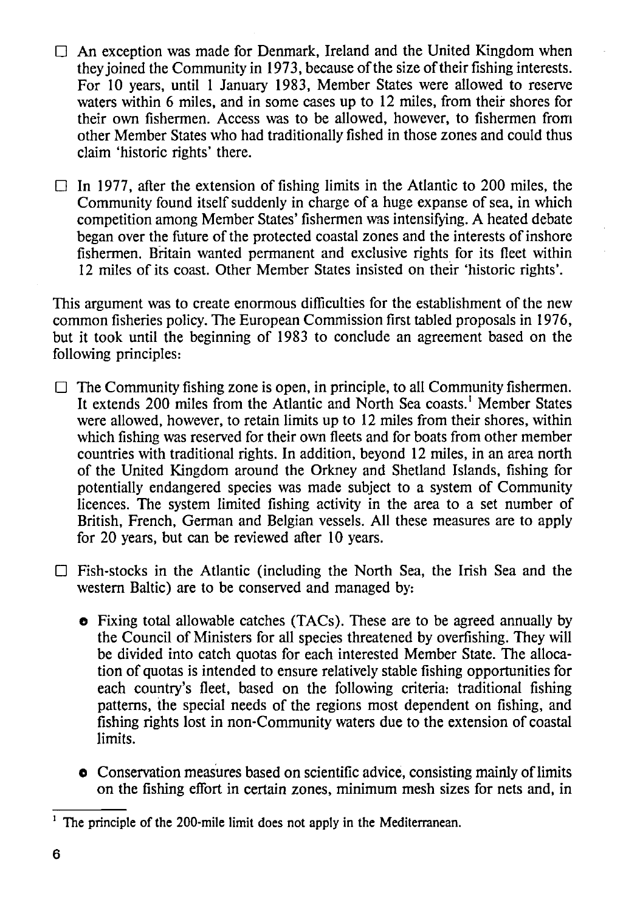- An exception was made for Denmark, Ireland and the United Kingdom when they joined the Community in 1973, because of the size of their fishing interests. For 10 years, until 1 January 1983, Member States were allowed to reserve waters within 6 miles, and in some cases up to 12 miles, from their shores for their own fishermen. Access was to be allowed, however, to fishermen from other Member States who had traditionally fished in those zones and could thus claim 'historic rights' there.

- In 1977, after the extension of fishing limits in the Atlantic to 200 miles, the Community found itself suddenly in charge of a huge expanse of sea, in which competition among Member States' fishermen was intensifying. A heated debate began over the future of the protected coastal zones and the interests of inshore fishermen. Britain wanted permanent and exclusive rights for its fleet within 12 miles of its coast. Other Member States insisted on their 'historic rights'.

This argument was to create enormous difficulties for the establishment of the new common fisheries policy. The European Commission first tabled proposals in 1976, but it took until the beginning of 1983 to conclude an agreement based on the following principles:

- The Community fishing zone is open, in principle, to all Community fishermen. It extends 200 miles from the Atlantic and North Sea coasts.[1] Member States were allowed, however, to retain limits up to 12 miles from their shores, within which fishing was reserved for their own fleets and for boats from other member countries with traditional rights. In addition, beyond 12 miles, in an area north of the United Kingdom around the Orkney and Shetland Islands, fishing for potentially endangered species was made subject to a system of Community licences. The system limited fishing activity in the area to a set number of British, French, German and Belgian vessels. All these measures are to apply for 20 years, but can be reviewed after 10 years.

- Fish-stocks in the Atlantic (including the North Sea, the Irish Sea and the western Baltic) are to be conserved and managed by:

  - Fixing total allowable catches (TACs). These are to be agreed annually by the Council of Ministers for all species threatened by overfishing. They will be divided into catch quotas for each interested Member State. The allocation of quotas is intended to ensure relatively stable fishing opportunities for each country's fleet, based on the following criteria: traditional fishing patterns, the special needs of the regions most dependent on fishing, and fishing rights lost in non-Community waters due to the extension of coastal limits.

  - Conservation measures based on scientific advice, consisting mainly of limits on the fishing effort in certain zones, minimum mesh sizes for nets and, in

[1] The principle of the 200-mile limit does not apply in the Mediterranean.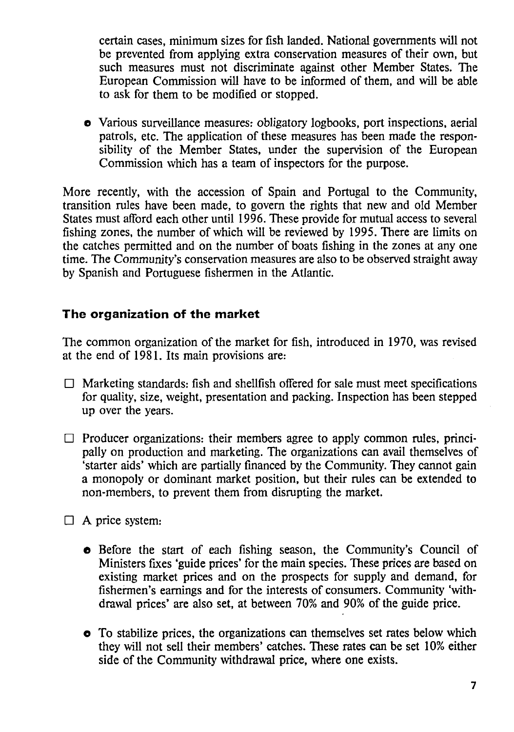certain cases, minimum sizes for fish landed. National governments will not be prevented from applying extra conservation measures of their own, but such measures must not discriminate against other Member States. The European Commission will have to be informed of them, and will be able to ask for them to be modified or stopped.

- Various surveillance measures: obligatory logbooks, port inspections, aerial patrols, etc. The application of these measures has been made the responsibility of the Member States, under the supervision of the European Commission which has a team of inspectors for the purpose.

More recently, with the accession of Spain and Portugal to the Community, transition rules have been made, to govern the rights that new and old Member States must afford each other until 1996. These provide for mutual access to several fishing zones, the number of which will be reviewed by 1995. There are limits on the catches permitted and on the number of boats fishing in the zones at any one time. The Community's conservation measures are also to be observed straight away by Spanish and Portuguese fishermen in the Atlantic.

### The organization of the market

The common organization of the market for fish, introduced in 1970, was revised at the end of 1981. Its main provisions are:

- Marketing standards: fish and shellfish offered for sale must meet specifications for quality, size, weight, presentation and packing. Inspection has been stepped up over the years.

- Producer organizations: their members agree to apply common rules, principally on production and marketing. The organizations can avail themselves of 'starter aids' which are partially financed by the Community. They cannot gain a monopoly or dominant market position, but their rules can be extended to non-members, to prevent them from disrupting the market.

- A price system:

  - Before the start of each fishing season, the Community's Council of Ministers fixes 'guide prices' for the main species. These prices are based on existing market prices and on the prospects for supply and demand, for fishermen's earnings and for the interests of consumers. Community 'withdrawal prices' are also set, at between 70% and 90% of the guide price.

  - To stabilize prices, the organizations can themselves set rates below which they will not sell their members' catches. These rates can be set 10% either side of the Community withdrawal price, where one exists.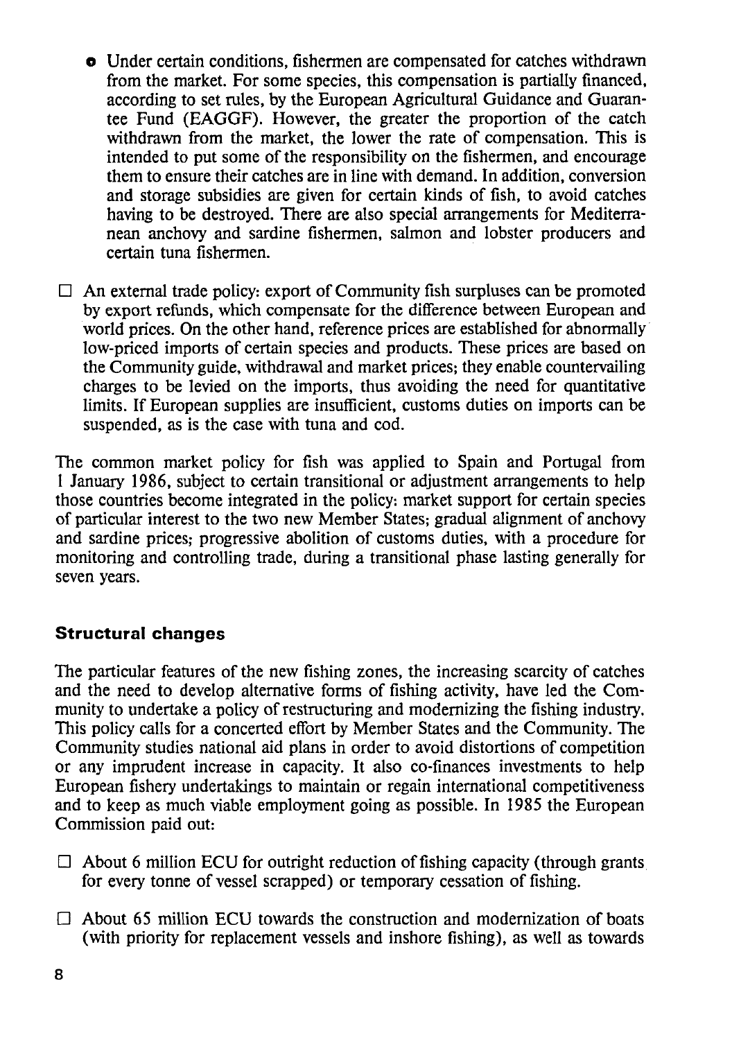- Under certain conditions, fishermen are compensated for catches withdrawn from the market. For some species, this compensation is partially financed, according to set rules, by the European Agricultural Guidance and Guarantee Fund (EAGGF). However, the greater the proportion of the catch withdrawn from the market, the lower the rate of compensation. This is intended to put some of the responsibility on the fishermen, and encourage them to ensure their catches are in line with demand. In addition, conversion and storage subsidies are given for certain kinds of fish, to avoid catches having to be destroyed. There are also special arrangements for Mediterranean anchovy and sardine fishermen, salmon and lobster producers and certain tuna fishermen.

- An external trade policy: export of Community fish surpluses can be promoted by export refunds, which compensate for the difference between European and world prices. On the other hand, reference prices are established for abnormally low-priced imports of certain species and products. These prices are based on the Community guide, withdrawal and market prices; they enable countervailing charges to be levied on the imports, thus avoiding the need for quantitative limits. If European supplies are insufficient, customs duties on imports can be suspended, as is the case with tuna and cod.

The common market policy for fish was applied to Spain and Portugal from 1 January 1986, subject to certain transitional or adjustment arrangements to help those countries become integrated in the policy: market support for certain species of particular interest to the two new Member States; gradual alignment of anchovy and sardine prices; progressive abolition of customs duties, with a procedure for monitoring and controlling trade, during a transitional phase lasting generally for seven years.

### Structural changes

The particular features of the new fishing zones, the increasing scarcity of catches and the need to develop alternative forms of fishing activity, have led the Community to undertake a policy of restructuring and modernizing the fishing industry. This policy calls for a concerted effort by Member States and the Community. The Community studies national aid plans in order to avoid distortions of competition or any imprudent increase in capacity. It also co-finances investments to help European fishery undertakings to maintain or regain international competitiveness and to keep as much viable employment going as possible. In 1985 the European Commission paid out:

- About 6 million ECU for outright reduction of fishing capacity (through grants for every tonne of vessel scrapped) or temporary cessation of fishing.

- About 65 million ECU towards the construction and modernization of boats (with priority for replacement vessels and inshore fishing), as well as towards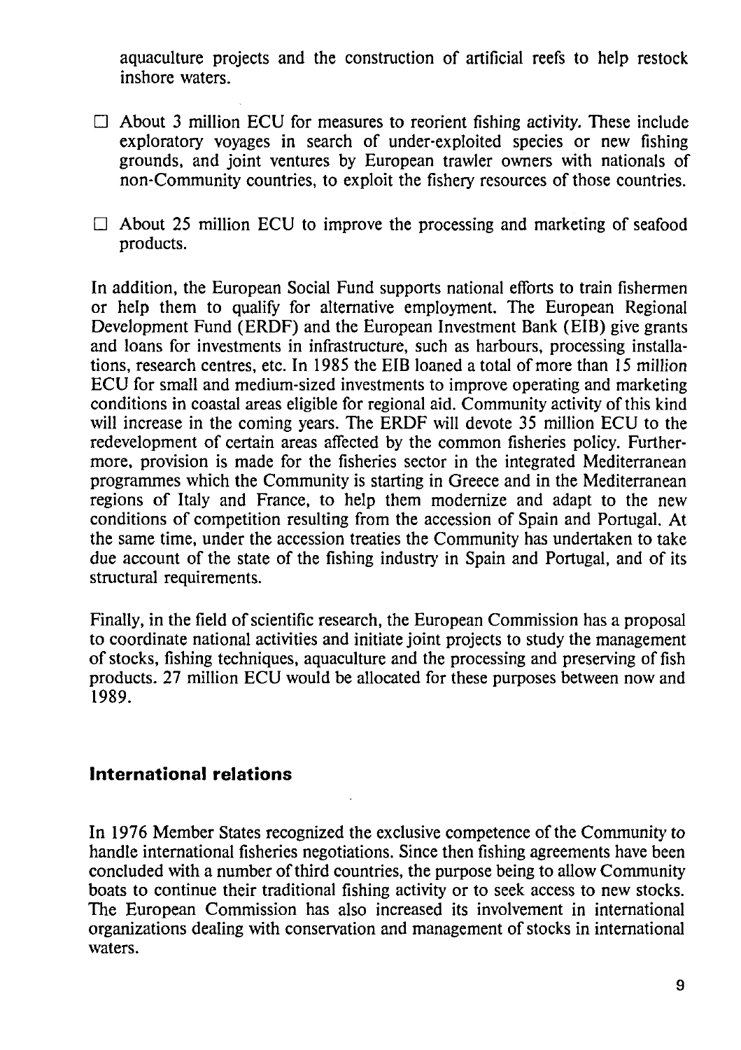aquaculture projects and the construction of artificial reefs to help restock inshore waters.

- About 3 million ECU for measures to reorient fishing activity. These include exploratory voyages in search of under-exploited species or new fishing grounds, and joint ventures by European trawler owners with nationals of non-Community countries, to exploit the fishery resources of those countries.

- About 25 million ECU to improve the processing and marketing of seafood products.

In addition, the European Social Fund supports national efforts to train fishermen or help them to qualify for alternative employment. The European Regional Development Fund (ERDF) and the European Investment Bank (EIB) give grants and loans for investments in infrastructure, such as harbours, processing installations, research centres, etc. In 1985 the EIB loaned a total of more than 15 million ECU for small and medium-sized investments to improve operating and marketing conditions in coastal areas eligible for regional aid. Community activity of this kind will increase in the coming years. The ERDF will devote 35 million ECU to the redevelopment of certain areas affected by the common fisheries policy. Furthermore, provision is made for the fisheries sector in the integrated Mediterranean programmes which the Community is starting in Greece and in the Mediterranean regions of Italy and France, to help them modernize and adapt to the new conditions of competition resulting from the accession of Spain and Portugal. At the same time, under the accession treaties the Community has undertaken to take due account of the state of the fishing industry in Spain and Portugal, and of its structural requirements.

Finally, in the field of scientific research, the European Commission has a proposal to coordinate national activities and initiate joint projects to study the management of stocks, fishing techniques, aquaculture and the processing and preserving of fish products. 27 million ECU would be allocated for these purposes between now and 1989.

## International relations

In 1976 Member States recognized the exclusive competence of the Community to handle international fisheries negotiations. Since then fishing agreements have been concluded with a number of third countries, the purpose being to allow Community boats to continue their traditional fishing activity or to seek access to new stocks. The European Commission has also increased its involvement in international organizations dealing with conservation and management of stocks in international waters.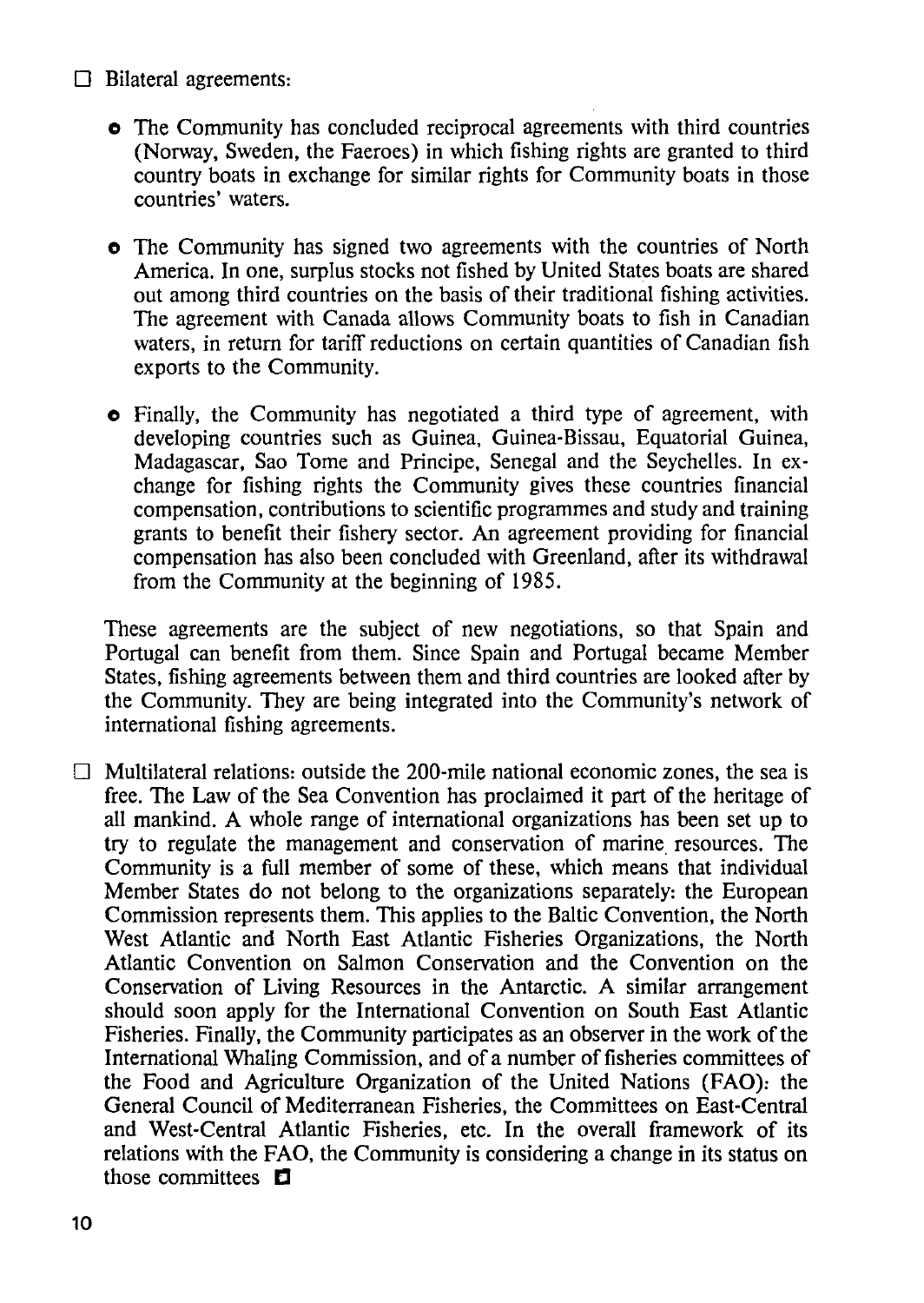- Bilateral agreements:

  - The Community has concluded reciprocal agreements with third countries (Norway, Sweden, the Faeroes) in which fishing rights are granted to third country boats in exchange for similar rights for Community boats in those countries' waters.

  - The Community has signed two agreements with the countries of North America. In one, surplus stocks not fished by United States boats are shared out among third countries on the basis of their traditional fishing activities. The agreement with Canada allows Community boats to fish in Canadian waters, in return for tariff reductions on certain quantities of Canadian fish exports to the Community.

  - Finally, the Community has negotiated a third type of agreement, with developing countries such as Guinea, Guinea-Bissau, Equatorial Guinea, Madagascar, Sao Tome and Principe, Senegal and the Seychelles. In exchange for fishing rights the Community gives these countries financial compensation, contributions to scientific programmes and study and training grants to benefit their fishery sector. An agreement providing for financial compensation has also been concluded with Greenland, after its withdrawal from the Community at the beginning of 1985.

  These agreements are the subject of new negotiations, so that Spain and Portugal can benefit from them. Since Spain and Portugal became Member States, fishing agreements between them and third countries are looked after by the Community. They are being integrated into the Community's network of international fishing agreements.

- Multilateral relations: outside the 200-mile national economic zones, the sea is free. The Law of the Sea Convention has proclaimed it part of the heritage of all mankind. A whole range of international organizations has been set up to try to regulate the management and conservation of marine resources. The Community is a full member of some of these, which means that individual Member States do not belong to the organizations separately: the European Commission represents them. This applies to the Baltic Convention, the North West Atlantic and North East Atlantic Fisheries Organizations, the North Atlantic Convention on Salmon Conservation and the Convention on the Conservation of Living Resources in the Antarctic. A similar arrangement should soon apply for the International Convention on South East Atlantic Fisheries. Finally, the Community participates as an observer in the work of the International Whaling Commission, and of a number of fisheries committees of the Food and Agriculture Organization of the United Nations (FAO): the General Council of Mediterranean Fisheries, the Committees on East-Central and West-Central Atlantic Fisheries, etc. In the overall framework of its relations with the FAO, the Community is considering a change in its status on those committees ◘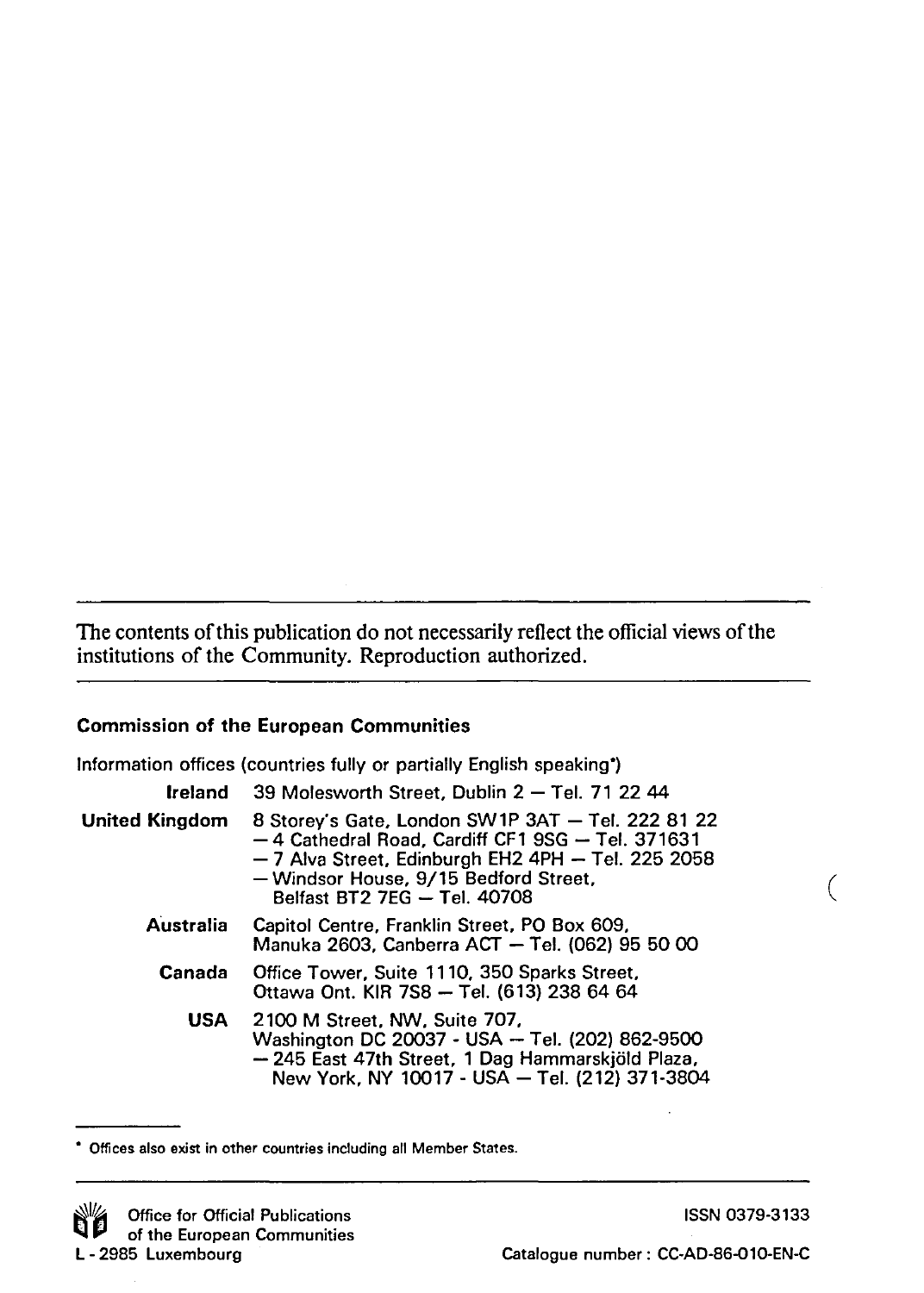The contents of this publication do not necessarily reflect the official views of the institutions of the Community. Reproduction authorized.

**Commission of the European Communities**

Information offices (countries fully or partially English speaking*)

| | |
|---|---|
| **Ireland** | 39 Molesworth Street, Dublin 2 — Tel. 71 22 44 |
| **United Kingdom** | 8 Storey's Gate, London SW1P 3AT — Tel. 222 81 22<br>— 4 Cathedral Road, Cardiff CF1 9SG — Tel. 371631<br>— 7 Alva Street, Edinburgh EH2 4PH — Tel. 225 2058<br>— Windsor House, 9/15 Bedford Street, Belfast BT2 7EG — Tel. 40708 |
| **Australia** | Capitol Centre, Franklin Street, PO Box 609, Manuka 2603, Canberra ACT — Tel. (062) 95 50 00 |
| **Canada** | Office Tower, Suite 1110, 350 Sparks Street, Ottawa Ont. KIR 7S8 — Tel. (613) 238 64 64 |
| **USA** | 2100 M Street, NW, Suite 707, Washington DC 20037 - USA — Tel. (202) 862-9500<br>— 245 East 47th Street, 1 Dag Hammarskjöld Plaza, New York, NY 10017 - USA — Tel. (212) 371-3804 |

* Offices also exist in other countries including all Member States.

Office for Official Publications of the European Communities
L - 2985 Luxembourg

ISSN 0379-3133

Catalogue number: CC-AD-86-010-EN-C